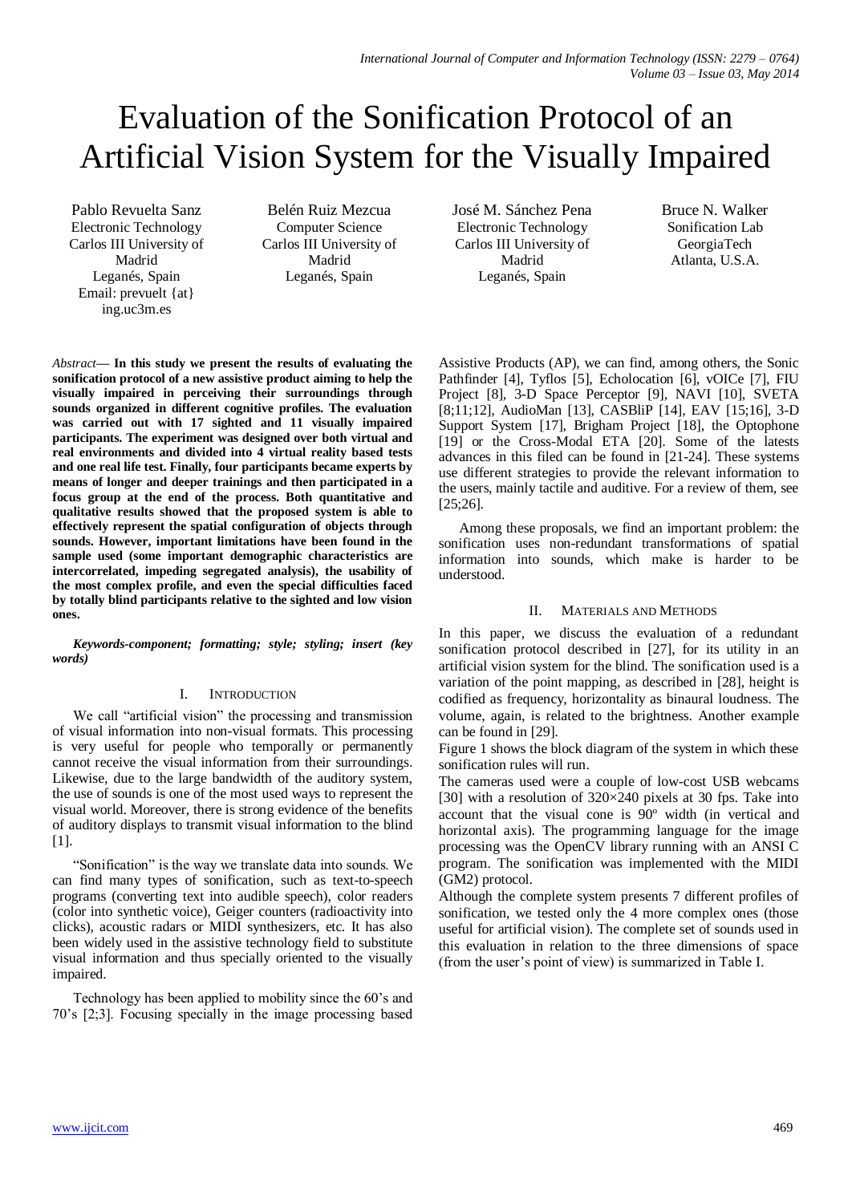# Evaluation of the Sonification Protocol of an Artificial Vision System for the Visually Impaired

Pablo Revuelta Sanz
Electronic Technology
Carlos III University of Madrid
Leganés, Spain
Email: prevuelt {at} ing.uc3m.es

Belén Ruiz Mezcua
Computer Science
Carlos III University of Madrid
Leganés, Spain

José M. Sánchez Pena
Electronic Technology
Carlos III University of Madrid
Leganés, Spain

Bruce N. Walker
Sonification Lab
GeorgiaTech
Atlanta, U.S.A.

*Abstract*— **In this study we present the results of evaluating the sonification protocol of a new assistive product aiming to help the visually impaired in perceiving their surroundings through sounds organized in different cognitive profiles. The evaluation was carried out with 17 sighted and 11 visually impaired participants. The experiment was designed over both virtual and real environments and divided into 4 virtual reality based tests and one real life test. Finally, four participants became experts by means of longer and deeper trainings and then participated in a focus group at the end of the process. Both quantitative and qualitative results showed that the proposed system is able to effectively represent the spatial configuration of objects through sounds. However, important limitations have been found in the sample used (some important demographic characteristics are intercorrelated, impeding segregated analysis), the usability of the most complex profile, and even the special difficulties faced by totally blind participants relative to the sighted and low vision ones.**

***Keywords-component; formatting; style; styling; insert (key words)***

## I. Introduction

We call "artificial vision" the processing and transmission of visual information into non-visual formats. This processing is very useful for people who temporally or permanently cannot receive the visual information from their surroundings. Likewise, due to the large bandwidth of the auditory system, the use of sounds is one of the most used ways to represent the visual world. Moreover, there is strong evidence of the benefits of auditory displays to transmit visual information to the blind [1].

"Sonification" is the way we translate data into sounds. We can find many types of sonification, such as text-to-speech programs (converting text into audible speech), color readers (color into synthetic voice), Geiger counters (radioactivity into clicks), acoustic radars or MIDI synthesizers, etc. It has also been widely used in the assistive technology field to substitute visual information and thus specially oriented to the visually impaired.

Technology has been applied to mobility since the 60's and 70's [2;3]. Focusing specially in the image processing based Assistive Products (AP), we can find, among others, the Sonic Pathfinder [4], Tyflos [5], Echolocation [6], vOICe [7], FIU Project [8], 3-D Space Perceptor [9], NAVI [10], SVETA [8;11;12], AudioMan [13], CASBliP [14], EAV [15;16], 3-D Support System [17], Brigham Project [18], the Optophone [19] or the Cross-Modal ETA [20]. Some of the latests advances in this filed can be found in [21-24]. These systems use different strategies to provide the relevant information to the users, mainly tactile and auditive. For a review of them, see [25;26].

Among these proposals, we find an important problem: the sonification uses non-redundant transformations of spatial information into sounds, which make is harder to be understood.

## II. Materials and Methods

In this paper, we discuss the evaluation of a redundant sonification protocol described in [27], for its utility in an artificial vision system for the blind. The sonification used is a variation of the point mapping, as described in [28], height is codified as frequency, horizontality as binaural loudness. The volume, again, is related to the brightness. Another example can be found in [29].

Figure 1 shows the block diagram of the system in which these sonification rules will run.

The cameras used were a couple of low-cost USB webcams [30] with a resolution of 320×240 pixels at 30 fps. Take into account that the visual cone is 90º width (in vertical and horizontal axis). The programming language for the image processing was the OpenCV library running with an ANSI C program. The sonification was implemented with the MIDI (GM2) protocol.

Although the complete system presents 7 different profiles of sonification, we tested only the 4 more complex ones (those useful for artificial vision). The complete set of sounds used in this evaluation in relation to the three dimensions of space (from the user's point of view) is summarized in Table I.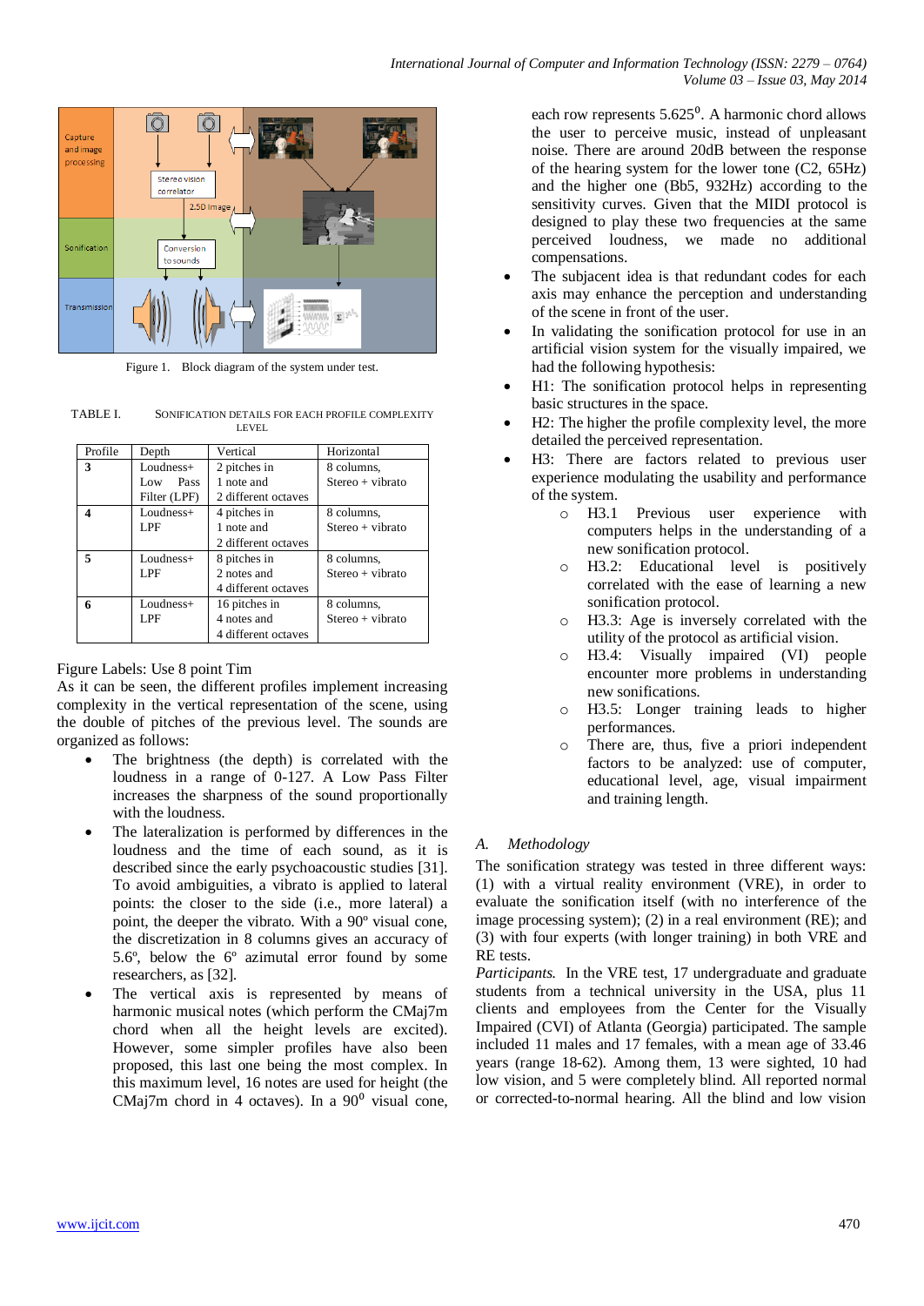Figure 1. Block diagram of the system under test.

TABLE I. SONIFICATION DETAILS FOR EACH PROFILE COMPLEXITY LEVEL

| Profile | Depth | Vertical | Horizontal |
|---|---|---|---|
| **3** | Loudness+ Low Pass Filter (LPF) | 2 pitches in 1 note and 2 different octaves | 8 columns, Stereo + vibrato |
| **4** | Loudness+ LPF | 4 pitches in 1 note and 2 different octaves | 8 columns, Stereo + vibrato |
| **5** | Loudness+ LPF | 8 pitches in 2 notes and 4 different octaves | 8 columns, Stereo + vibrato |
| **6** | Loudness+ LPF | 16 pitches in 4 notes and 4 different octaves | 8 columns, Stereo + vibrato |

Figure Labels: Use 8 point Tim

As it can be seen, the different profiles implement increasing complexity in the vertical representation of the scene, using the double of pitches of the previous level. The sounds are organized as follows:

- The brightness (the depth) is correlated with the loudness in a range of 0-127. A Low Pass Filter increases the sharpness of the sound proportionally with the loudness.
- The lateralization is performed by differences in the loudness and the time of each sound, as it is described since the early psychoacoustic studies [31]. To avoid ambiguities, a vibrato is applied to lateral points: the closer to the side (i.e., more lateral) a point, the deeper the vibrato. With a 90º visual cone, the discretization in 8 columns gives an accuracy of 5.6º, below the 6º azimutal error found by some researchers, as [32].
- The vertical axis is represented by means of harmonic musical notes (which perform the CMaj7m chord when all the height levels are excited). However, some simpler profiles have also been proposed, this last one being the most complex. In this maximum level, 16 notes are used for height (the CMaj7m chord in 4 octaves). In a $90^0$ visual cone, each row represents $5.625^0$. A harmonic chord allows the user to perceive music, instead of unpleasant noise. There are around 20dB between the response of the hearing system for the lower tone (C2, 65Hz) and the higher one (Bb5, 932Hz) according to the sensitivity curves. Given that the MIDI protocol is designed to play these two frequencies at the same perceived loudness, we made no additional compensations.
- The subjacent idea is that redundant codes for each axis may enhance the perception and understanding of the scene in front of the user.
- In validating the sonification protocol for use in an artificial vision system for the visually impaired, we had the following hypothesis:
- H1: The sonification protocol helps in representing basic structures in the space.
- H2: The higher the profile complexity level, the more detailed the perceived representation.
- H3: There are factors related to previous user experience modulating the usability and performance of the system.
    - H3.1 Previous user experience with computers helps in the understanding of a new sonification protocol.
    - H3.2: Educational level is positively correlated with the ease of learning a new sonification protocol.
    - H3.3: Age is inversely correlated with the utility of the protocol as artificial vision.
    - H3.4: Visually impaired (VI) people encounter more problems in understanding new sonifications.
    - H3.5: Longer training leads to higher performances.
    - There are, thus, five a priori independent factors to be analyzed: use of computer, educational level, age, visual impairment and training length.

### *A. Methodology*

The sonification strategy was tested in three different ways: (1) with a virtual reality environment (VRE), in order to evaluate the sonification itself (with no interference of the image processing system); (2) in a real environment (RE); and (3) with four experts (with longer training) in both VRE and RE tests.

*Participants.* In the VRE test, 17 undergraduate and graduate students from a technical university in the USA, plus 11 clients and employees from the Center for the Visually Impaired (CVI) of Atlanta (Georgia) participated. The sample included 11 males and 17 females, with a mean age of 33.46 years (range 18-62). Among them, 13 were sighted, 10 had low vision, and 5 were completely blind. All reported normal or corrected-to-normal hearing. All the blind and low vision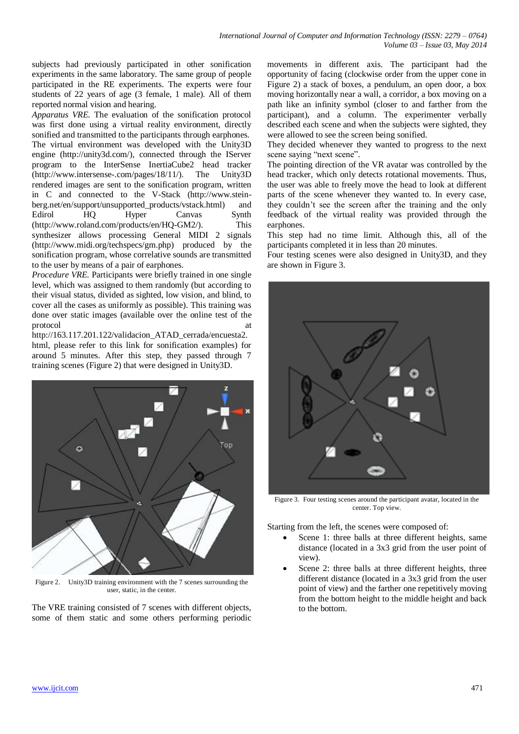subjects had previously participated in other sonification experiments in the same laboratory. The same group of people participated in the RE experiments. The experts were four students of 22 years of age (3 female, 1 male). All of them reported normal vision and hearing.

*Apparatus VRE.* The evaluation of the sonification protocol was first done using a virtual reality environment, directly sonified and transmitted to the participants through earphones. The virtual environment was developed with the Unity3D engine (http://unity3d.com/), connected through the IServer program to the InterSense InertiaCube2 head tracker (http://www.intersense-.com/pages/18/11/). The Unity3D rendered images are sent to the sonification program, written in C and connected to the V-Stack (http://www.stein-berg.net/en/support/unsupported_products/vstack.html) and Edirol HQ Hyper Canvas Synth (http://www.roland.com/products/en/HQ-GM2/). This synthesizer allows processing General MIDI 2 signals (http://www.midi.org/techspecs/gm.php) produced by the sonification program, whose correlative sounds are transmitted to the user by means of a pair of earphones.

*Procedure VRE.* Participants were briefly trained in one single level, which was assigned to them randomly (but according to their visual status, divided as sighted, low vision, and blind, to cover all the cases as uniformly as possible). This training was done over static images (available over the online test of the protocol at http://163.117.201.122/validacion_ATAD_cerrada/encuesta2.html, please refer to this link for sonification examples) for around 5 minutes. After this step, they passed through 7 training scenes (Figure 2) that were designed in Unity3D.

Figure 2. Unity3D training environment with the 7 scenes surrounding the user, static, in the center.

The VRE training consisted of 7 scenes with different objects, some of them static and some others performing periodic movements in different axis. The participant had the opportunity of facing (clockwise order from the upper cone in Figure 2) a stack of boxes, a pendulum, an open door, a box moving horizontally near a wall, a corridor, a box moving on a path like an infinity symbol (closer to and farther from the participant), and a column. The experimenter verbally described each scene and when the subjects were sighted, they were allowed to see the screen being sonified.

They decided whenever they wanted to progress to the next scene saying "next scene".

The pointing direction of the VR avatar was controlled by the head tracker, which only detects rotational movements. Thus, the user was able to freely move the head to look at different parts of the scene whenever they wanted to. In every case, they couldn't see the screen after the training and the only feedback of the virtual reality was provided through the earphones.

This step had no time limit. Although this, all of the participants completed it in less than 20 minutes.

Four testing scenes were also designed in Unity3D, and they are shown in Figure 3.

Figure 3. Four testing scenes around the participant avatar, located in the center. Top view.

Starting from the left, the scenes were composed of:

- Scene 1: three balls at three different heights, same distance (located in a 3x3 grid from the user point of view).
- Scene 2: three balls at three different heights, three different distance (located in a 3x3 grid from the user point of view) and the farther one repetitively moving from the bottom height to the middle height and back to the bottom.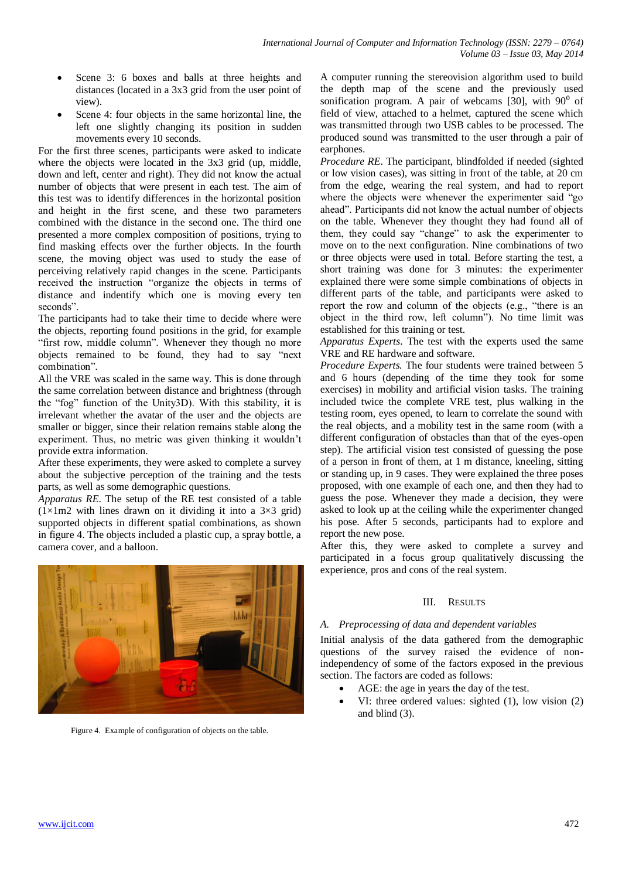- Scene 3: 6 boxes and balls at three heights and distances (located in a 3x3 grid from the user point of view).
- Scene 4: four objects in the same horizontal line, the left one slightly changing its position in sudden movements every 10 seconds.

For the first three scenes, participants were asked to indicate where the objects were located in the 3x3 grid (up, middle, down and left, center and right). They did not know the actual number of objects that were present in each test. The aim of this test was to identify differences in the horizontal position and height in the first scene, and these two parameters combined with the distance in the second one. The third one presented a more complex composition of positions, trying to find masking effects over the further objects. In the fourth scene, the moving object was used to study the ease of perceiving relatively rapid changes in the scene. Participants received the instruction "organize the objects in terms of distance and indentify which one is moving every ten seconds".

The participants had to take their time to decide where were the objects, reporting found positions in the grid, for example "first row, middle column". Whenever they though no more objects remained to be found, they had to say "next combination".

All the VRE was scaled in the same way. This is done through the same correlation between distance and brightness (through the "fog" function of the Unity3D). With this stability, it is irrelevant whether the avatar of the user and the objects are smaller or bigger, since their relation remains stable along the experiment. Thus, no metric was given thinking it wouldn't provide extra information.

After these experiments, they were asked to complete a survey about the subjective perception of the training and the tests parts, as well as some demographic questions.

*Apparatus RE*. The setup of the RE test consisted of a table (1×1m2 with lines drawn on it dividing it into a 3×3 grid) supported objects in different spatial combinations, as shown in figure 4. The objects included a plastic cup, a spray bottle, a camera cover, and a balloon.

Figure 4. Example of configuration of objects on the table.

A computer running the stereovision algorithm used to build the depth map of the scene and the previously used sonification program. A pair of webcams [30], with $90^0$ of field of view, attached to a helmet, captured the scene which was transmitted through two USB cables to be processed. The produced sound was transmitted to the user through a pair of earphones.

*Procedure RE*. The participant, blindfolded if needed (sighted or low vision cases), was sitting in front of the table, at 20 cm from the edge, wearing the real system, and had to report where the objects were whenever the experimenter said "go ahead". Participants did not know the actual number of objects on the table. Whenever they thought they had found all of them, they could say "change" to ask the experimenter to move on to the next configuration. Nine combinations of two or three objects were used in total. Before starting the test, a short training was done for 3 minutes: the experimenter explained there were some simple combinations of objects in different parts of the table, and participants were asked to report the row and column of the objects (e.g., "there is an object in the third row, left column"). No time limit was established for this training or test.

*Apparatus Experts*. The test with the experts used the same VRE and RE hardware and software.

*Procedure Experts.* The four students were trained between 5 and 6 hours (depending of the time they took for some exercises) in mobility and artificial vision tasks. The training included twice the complete VRE test, plus walking in the testing room, eyes opened, to learn to correlate the sound with the real objects, and a mobility test in the same room (with a different configuration of obstacles than that of the eyes-open step). The artificial vision test consisted of guessing the pose of a person in front of them, at 1 m distance, kneeling, sitting or standing up, in 9 cases. They were explained the three poses proposed, with one example of each one, and then they had to guess the pose. Whenever they made a decision, they were asked to look up at the ceiling while the experimenter changed his pose. After 5 seconds, participants had to explore and report the new pose.

After this, they were asked to complete a survey and participated in a focus group qualitatively discussing the experience, pros and cons of the real system.

## III. Results

### A. Preprocessing of data and dependent variables

Initial analysis of the data gathered from the demographic questions of the survey raised the evidence of non-independency of some of the factors exposed in the previous section. The factors are coded as follows:

- AGE: the age in years the day of the test.
- VI: three ordered values: sighted (1), low vision (2) and blind (3).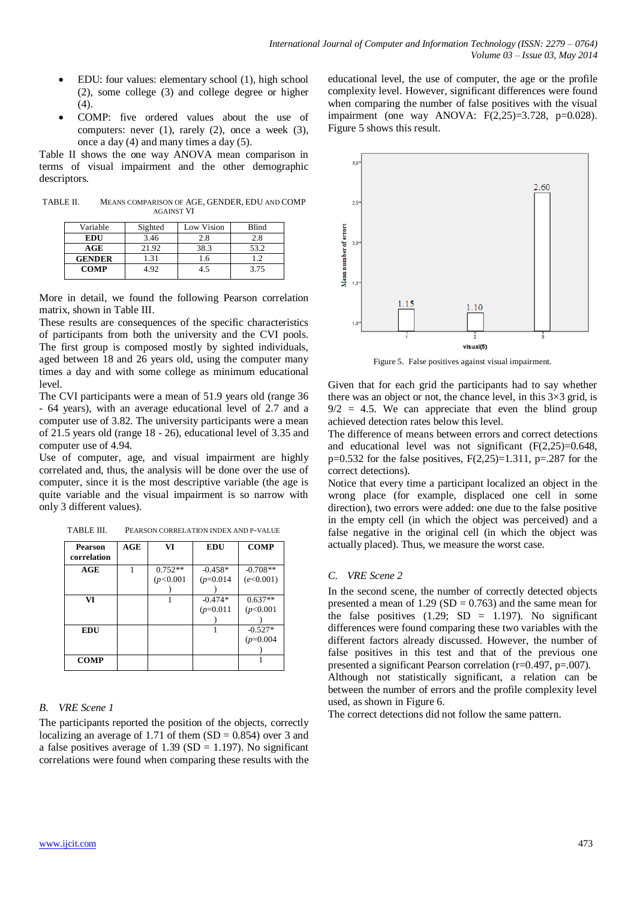- EDU: four values: elementary school (1), high school (2), some college (3) and college degree or higher (4).
- COMP: five ordered values about the use of computers: never (1), rarely (2), once a week (3), once a day (4) and many times a day (5).

Table II shows the one way ANOVA mean comparison in terms of visual impairment and the other demographic descriptors.

TABLE II. MEANS COMPARISON OF AGE, GENDER, EDU AND COMP AGAINST VI

| Variable | Sighted | Low Vision | Blind |
|---|---|---|---|
| **EDU** | 3.46 | 2.8 | 2.8 |
| **AGE** | 21.92 | 38.3 | 53.2 |
| **GENDER** | 1.31 | 1.6 | 1.2 |
| **COMP** | 4.92 | 4.5 | 3.75 |

More in detail, we found the following Pearson correlation matrix, shown in Table III.

These results are consequences of the specific characteristics of participants from both the university and the CVI pools. The first group is composed mostly by sighted individuals, aged between 18 and 26 years old, using the computer many times a day and with some college as minimum educational level.

The CVI participants were a mean of 51.9 years old (range 36 - 64 years), with an average educational level of 2.7 and a computer use of 3.82. The university participants were a mean of 21.5 years old (range 18 - 26), educational level of 3.35 and computer use of 4.94.

Use of computer, age, and visual impairment are highly correlated and, thus, the analysis will be done over the use of computer, since it is the most descriptive variable (the age is quite variable and the visual impairment is so narrow with only 3 different values).

TABLE III. PEARSON CORRELATION INDEX AND P-VALUE

| Pearson correlation | AGE | VI | EDU | COMP |
|---|---|---|---|---|
| **AGE** | 1 | 0.752** ($p$<0.001) | -0.458* ($p$=0.014) | -0.708** ($e$<0.001) |
| **VI** | | 1 | -0.474* ($p$=0.011) | 0.637** ($p$<0.001) |
| **EDU** | | | 1 | -0.527* ($p$=0.004) |
| **COMP** | | | | 1 |

### B. VRE Scene 1

The participants reported the position of the objects, correctly localizing an average of 1.71 of them (SD = 0.854) over 3 and a false positives average of 1.39 (SD = 1.197). No significant correlations were found when comparing these results with the educational level, the use of computer, the age or the profile complexity level. However, significant differences were found when comparing the number of false positives with the visual impairment (one way ANOVA: $F(2,25)=3.728$, $p=0.028$). Figure 5 shows this result.

Figure 5. False positives against visual impairment.

Given that for each grid the participants had to say whether there was an object or not, the chance level, in this 3×3 grid, is $9/2 = 4.5$. We can appreciate that even the blind group achieved detection rates below this level.

The difference of means between errors and correct detections and educational level was not significant ($F(2,25)=0.648$, $p=0.532$ for the false positives, $F(2,25)=1.311$, $p=.287$ for the correct detections).

Notice that every time a participant localized an object in the wrong place (for example, displaced one cell in some direction), two errors were added: one due to the false positive in the empty cell (in which the object was perceived) and a false negative in the original cell (in which the object was actually placed). Thus, we measure the worst case.

### C. VRE Scene 2

In the second scene, the number of correctly detected objects presented a mean of 1.29 (SD = 0.763) and the same mean for the false positives (1.29; SD = 1.197). No significant differences were found comparing these two variables with the different factors already discussed. However, the number of false positives in this test and that of the previous one presented a significant Pearson correlation ($r=0.497$, $p=.007$).

Although not statistically significant, a relation can be between the number of errors and the profile complexity level used, as shown in Figure 6.

The correct detections did not follow the same pattern.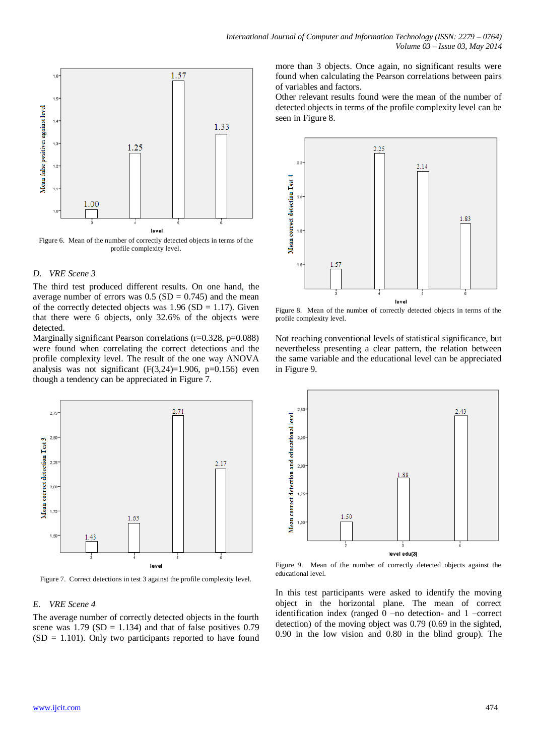Figure 6. Mean of the number of correctly detected objects in terms of the profile complexity level.

### D. VRE Scene 3

The third test produced different results. On one hand, the average number of errors was 0.5 (SD = 0.745) and the mean of the correctly detected objects was 1.96 (SD = 1.17). Given that there were 6 objects, only 32.6% of the objects were detected.

Marginally significant Pearson correlations (r=0.328, p=0.088) were found when correlating the correct detections and the profile complexity level. The result of the one way ANOVA analysis was not significant (F(3,24)=1.906, p=0.156) even though a tendency can be appreciated in Figure 7.

Figure 7. Correct detections in test 3 against the profile complexity level.

### E. VRE Scene 4

The average number of correctly detected objects in the fourth scene was 1.79 (SD = 1.134) and that of false positives 0.79 (SD = 1.101). Only two participants reported to have found more than 3 objects. Once again, no significant results were found when calculating the Pearson correlations between pairs of variables and factors.

Other relevant results found were the mean of the number of detected objects in terms of the profile complexity level can be seen in Figure 8.

Figure 8. Mean of the number of correctly detected objects in terms of the profile complexity level.

Not reaching conventional levels of statistical significance, but nevertheless presenting a clear pattern, the relation between the same variable and the educational level can be appreciated in Figure 9.

Figure 9. Mean of the number of correctly detected objects against the educational level.

In this test participants were asked to identify the moving object in the horizontal plane. The mean of correct identification index (ranged 0 –no detection- and 1 –correct detection) of the moving object was 0.79 (0.69 in the sighted, 0.90 in the low vision and 0.80 in the blind group). The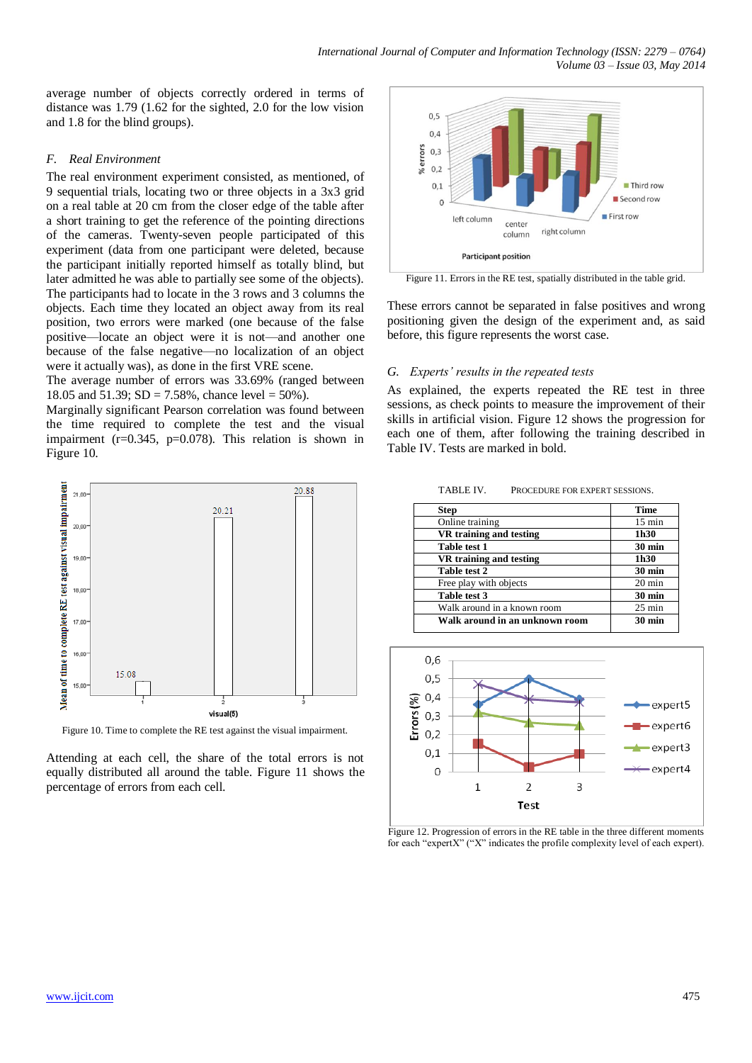average number of objects correctly ordered in terms of distance was 1.79 (1.62 for the sighted, 2.0 for the low vision and 1.8 for the blind groups).

### *F. Real Environment*

The real environment experiment consisted, as mentioned, of 9 sequential trials, locating two or three objects in a 3x3 grid on a real table at 20 cm from the closer edge of the table after a short training to get the reference of the pointing directions of the cameras. Twenty-seven people participated of this experiment (data from one participant were deleted, because the participant initially reported himself as totally blind, but later admitted he was able to partially see some of the objects). The participants had to locate in the 3 rows and 3 columns the objects. Each time they located an object away from its real position, two errors were marked (one because of the false positive—locate an object were it is not—and another one because of the false negative—no localization of an object were it actually was), as done in the first VRE scene.

The average number of errors was 33.69% (ranged between 18.05 and 51.39; SD = 7.58%, chance level = 50%).

Marginally significant Pearson correlation was found between the time required to complete the test and the visual impairment ($r$=0.345, $p$=0.078). This relation is shown in Figure 10.

Figure 10. Time to complete the RE test against the visual impairment.

Attending at each cell, the share of the total errors is not equally distributed all around the table. Figure 11 shows the percentage of errors from each cell.

Figure 11. Errors in the RE test, spatially distributed in the table grid.

These errors cannot be separated in false positives and wrong positioning given the design of the experiment and, as said before, this figure represents the worst case.

### *G. Experts' results in the repeated tests*

As explained, the experts repeated the RE test in three sessions, as check points to measure the improvement of their skills in artificial vision. Figure 12 shows the progression for each one of them, after following the training described in Table IV. Tests are marked in bold.

TABLE IV. PROCEDURE FOR EXPERT SESSIONS.

| Step | Time |
|---|---|
| Online training | 15 min |
| **VR training and testing** | **1h30** |
| **Table test 1** | **30 min** |
| **VR training and testing** | **1h30** |
| **Table test 2** | **30 min** |
| Free play with objects | 20 min |
| **Table test 3** | **30 min** |
| Walk around in a known room | 25 min |
| **Walk around in an unknown room** | **30 min** |

Figure 12. Progression of errors in the RE table in the three different moments for each "expertX" ("X" indicates the profile complexity level of each expert).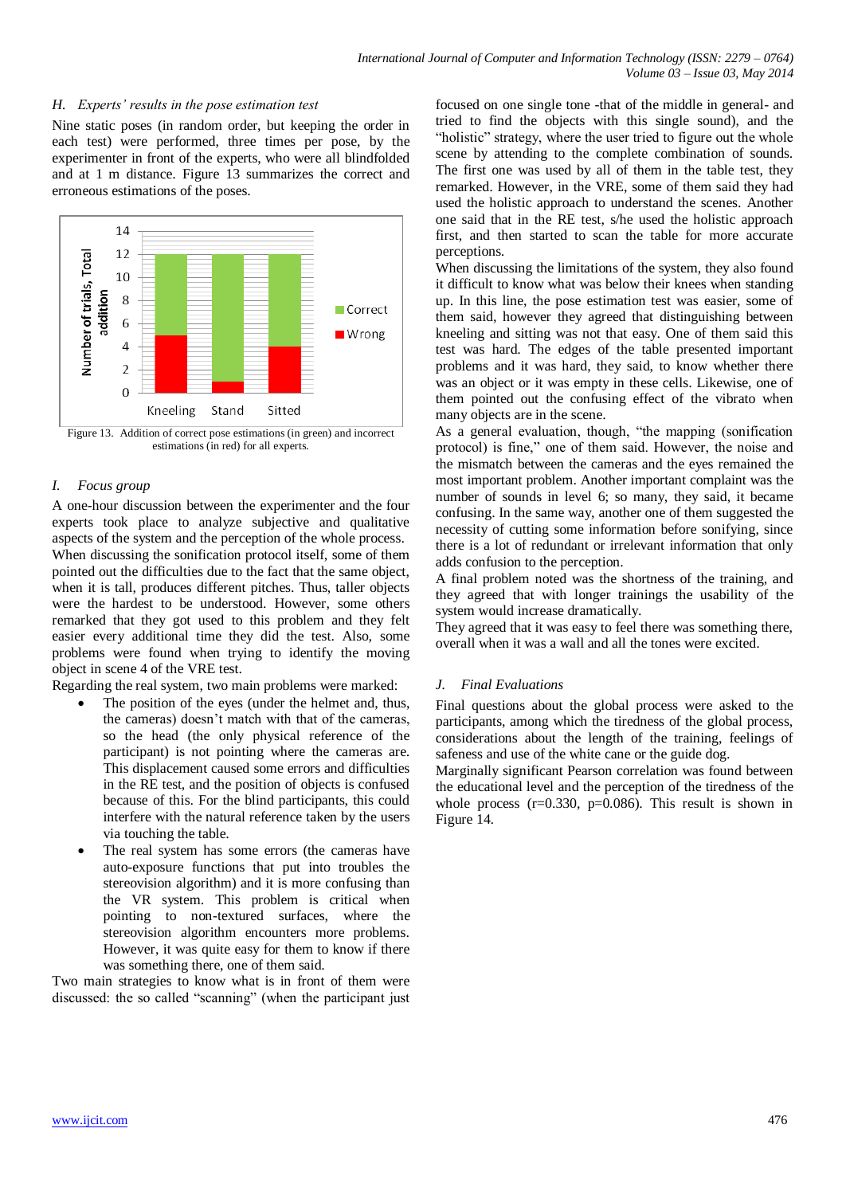### H. *Experts' results in the pose estimation test*

Nine static poses (in random order, but keeping the order in each test) were performed, three times per pose, by the experimenter in front of the experts, who were all blindfolded and at 1 m distance. Figure 13 summarizes the correct and erroneous estimations of the poses.

Figure 13. Addition of correct pose estimations (in green) and incorrect estimations (in red) for all experts.

### I. *Focus group*

A one-hour discussion between the experimenter and the four experts took place to analyze subjective and qualitative aspects of the system and the perception of the whole process.

When discussing the sonification protocol itself, some of them pointed out the difficulties due to the fact that the same object, when it is tall, produces different pitches. Thus, taller objects were the hardest to be understood. However, some others remarked that they got used to this problem and they felt easier every additional time they did the test. Also, some problems were found when trying to identify the moving object in scene 4 of the VRE test.

Regarding the real system, two main problems were marked:

- The position of the eyes (under the helmet and, thus, the cameras) doesn't match with that of the cameras, so the head (the only physical reference of the participant) is not pointing where the cameras are. This displacement caused some errors and difficulties in the RE test, and the position of objects is confused because of this. For the blind participants, this could interfere with the natural reference taken by the users via touching the table.
- The real system has some errors (the cameras have auto-exposure functions that put into troubles the stereovision algorithm) and it is more confusing than the VR system. This problem is critical when pointing to non-textured surfaces, where the stereovision algorithm encounters more problems. However, it was quite easy for them to know if there was something there, one of them said.

Two main strategies to know what is in front of them were discussed: the so called "scanning" (when the participant just focused on one single tone -that of the middle in general- and tried to find the objects with this single sound), and the "holistic" strategy, where the user tried to figure out the whole scene by attending to the complete combination of sounds. The first one was used by all of them in the table test, they remarked. However, in the VRE, some of them said they had used the holistic approach to understand the scenes. Another one said that in the RE test, s/he used the holistic approach first, and then started to scan the table for more accurate perceptions.

When discussing the limitations of the system, they also found it difficult to know what was below their knees when standing up. In this line, the pose estimation test was easier, some of them said, however they agreed that distinguishing between kneeling and sitting was not that easy. One of them said this test was hard. The edges of the table presented important problems and it was hard, they said, to know whether there was an object or it was empty in these cells. Likewise, one of them pointed out the confusing effect of the vibrato when many objects are in the scene.

As a general evaluation, though, "the mapping (sonification protocol) is fine," one of them said. However, the noise and the mismatch between the cameras and the eyes remained the most important problem. Another important complaint was the number of sounds in level 6; so many, they said, it became confusing. In the same way, another one of them suggested the necessity of cutting some information before sonifying, since there is a lot of redundant or irrelevant information that only adds confusion to the perception.

A final problem noted was the shortness of the training, and they agreed that with longer trainings the usability of the system would increase dramatically.

They agreed that it was easy to feel there was something there, overall when it was a wall and all the tones were excited.

### J. *Final Evaluations*

Final questions about the global process were asked to the participants, among which the tiredness of the global process, considerations about the length of the training, feelings of safeness and use of the white cane or the guide dog.

Marginally significant Pearson correlation was found between the educational level and the perception of the tiredness of the whole process ($r=0.330$, $p=0.086$). This result is shown in Figure 14.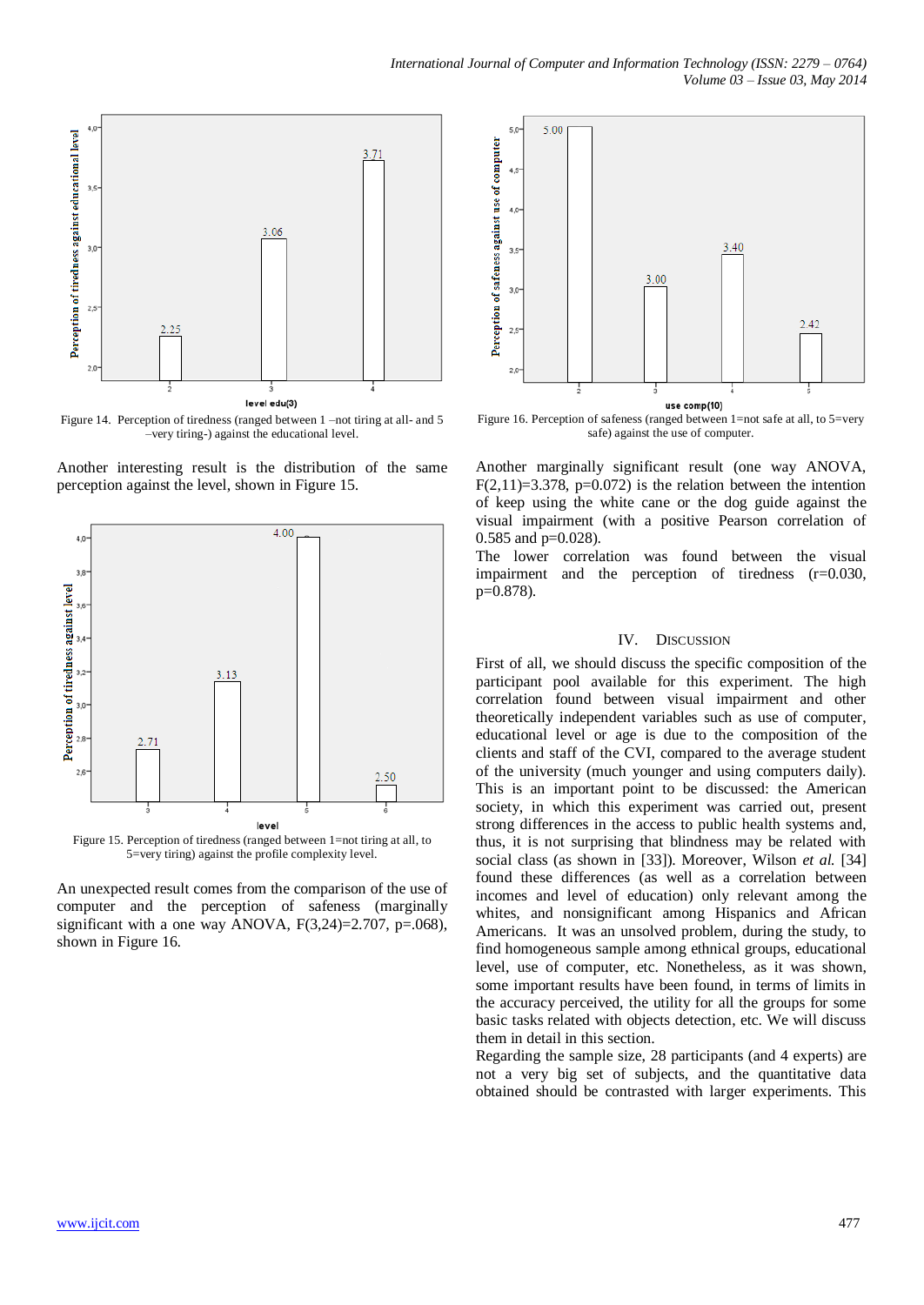Figure 14. Perception of tiredness (ranged between 1 –not tiring at all- and 5 –very tiring-) against the educational level.

Another interesting result is the distribution of the same perception against the level, shown in Figure 15.

Figure 15. Perception of tiredness (ranged between 1=not tiring at all, to 5=very tiring) against the profile complexity level.

An unexpected result comes from the comparison of the use of computer and the perception of safeness (marginally significant with a one way ANOVA, $F(3,24)=2.707$, $p=.068$), shown in Figure 16.

Figure 16. Perception of safeness (ranged between 1=not safe at all, to 5=very safe) against the use of computer.

Another marginally significant result (one way ANOVA, $F(2,11)=3.378$, $p=0.072$) is the relation between the intention of keep using the white cane or the dog guide against the visual impairment (with a positive Pearson correlation of 0.585 and $p=0.028$).

The lower correlation was found between the visual impairment and the perception of tiredness ($r=0.030$, $p=0.878$).

## IV. Discussion

First of all, we should discuss the specific composition of the participant pool available for this experiment. The high correlation found between visual impairment and other theoretically independent variables such as use of computer, educational level or age is due to the composition of the clients and staff of the CVI, compared to the average student of the university (much younger and using computers daily). This is an important point to be discussed: the American society, in which this experiment was carried out, present strong differences in the access to public health systems and, thus, it is not surprising that blindness may be related with social class (as shown in [33]). Moreover, Wilson *et al.* [34] found these differences (as well as a correlation between incomes and level of education) only relevant among the whites, and nonsignificant among Hispanics and African Americans. It was an unsolved problem, during the study, to find homogeneous sample among ethnical groups, educational level, use of computer, etc. Nonetheless, as it was shown, some important results have been found, in terms of limits in the accuracy perceived, the utility for all the groups for some basic tasks related with objects detection, etc. We will discuss them in detail in this section.

Regarding the sample size, 28 participants (and 4 experts) are not a very big set of subjects, and the quantitative data obtained should be contrasted with larger experiments. This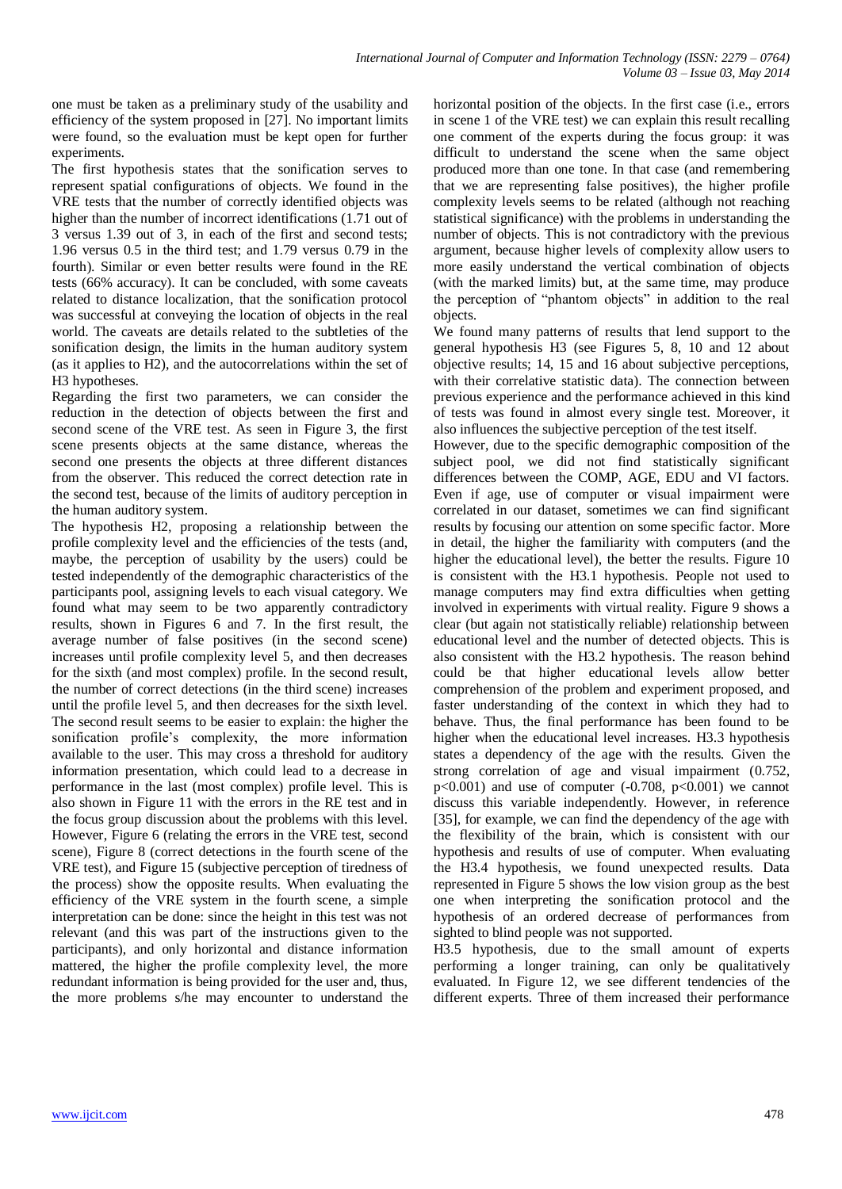one must be taken as a preliminary study of the usability and efficiency of the system proposed in [27]. No important limits were found, so the evaluation must be kept open for further experiments.

The first hypothesis states that the sonification serves to represent spatial configurations of objects. We found in the VRE tests that the number of correctly identified objects was higher than the number of incorrect identifications (1.71 out of 3 versus 1.39 out of 3, in each of the first and second tests; 1.96 versus 0.5 in the third test; and 1.79 versus 0.79 in the fourth). Similar or even better results were found in the RE tests (66% accuracy). It can be concluded, with some caveats related to distance localization, that the sonification protocol was successful at conveying the location of objects in the real world. The caveats are details related to the subtleties of the sonification design, the limits in the human auditory system (as it applies to H2), and the autocorrelations within the set of H3 hypotheses.

Regarding the first two parameters, we can consider the reduction in the detection of objects between the first and second scene of the VRE test. As seen in Figure 3, the first scene presents objects at the same distance, whereas the second one presents the objects at three different distances from the observer. This reduced the correct detection rate in the second test, because of the limits of auditory perception in the human auditory system.

The hypothesis H2, proposing a relationship between the profile complexity level and the efficiencies of the tests (and, maybe, the perception of usability by the users) could be tested independently of the demographic characteristics of the participants pool, assigning levels to each visual category. We found what may seem to be two apparently contradictory results, shown in Figures 6 and 7. In the first result, the average number of false positives (in the second scene) increases until profile complexity level 5, and then decreases for the sixth (and most complex) profile. In the second result, the number of correct detections (in the third scene) increases until the profile level 5, and then decreases for the sixth level. The second result seems to be easier to explain: the higher the sonification profile's complexity, the more information available to the user. This may cross a threshold for auditory information presentation, which could lead to a decrease in performance in the last (most complex) profile level. This is also shown in Figure 11 with the errors in the RE test and in the focus group discussion about the problems with this level. However, Figure 6 (relating the errors in the VRE test, second scene), Figure 8 (correct detections in the fourth scene of the VRE test), and Figure 15 (subjective perception of tiredness of the process) show the opposite results. When evaluating the efficiency of the VRE system in the fourth scene, a simple interpretation can be done: since the height in this test was not relevant (and this was part of the instructions given to the participants), and only horizontal and distance information mattered, the higher the profile complexity level, the more redundant information is being provided for the user and, thus, the more problems s/he may encounter to understand the horizontal position of the objects. In the first case (i.e., errors in scene 1 of the VRE test) we can explain this result recalling one comment of the experts during the focus group: it was difficult to understand the scene when the same object produced more than one tone. In that case (and remembering that we are representing false positives), the higher profile complexity levels seems to be related (although not reaching statistical significance) with the problems in understanding the number of objects. This is not contradictory with the previous argument, because higher levels of complexity allow users to more easily understand the vertical combination of objects (with the marked limits) but, at the same time, may produce the perception of "phantom objects" in addition to the real objects.

We found many patterns of results that lend support to the general hypothesis H3 (see Figures 5, 8, 10 and 12 about objective results; 14, 15 and 16 about subjective perceptions, with their correlative statistic data). The connection between previous experience and the performance achieved in this kind of tests was found in almost every single test. Moreover, it also influences the subjective perception of the test itself.

However, due to the specific demographic composition of the subject pool, we did not find statistically significant differences between the COMP, AGE, EDU and VI factors. Even if age, use of computer or visual impairment were correlated in our dataset, sometimes we can find significant results by focusing our attention on some specific factor. More in detail, the higher the familiarity with computers (and the higher the educational level), the better the results. Figure 10 is consistent with the H3.1 hypothesis. People not used to manage computers may find extra difficulties when getting involved in experiments with virtual reality. Figure 9 shows a clear (but again not statistically reliable) relationship between educational level and the number of detected objects. This is also consistent with the H3.2 hypothesis. The reason behind could be that higher educational levels allow better comprehension of the problem and experiment proposed, and faster understanding of the context in which they had to behave. Thus, the final performance has been found to be higher when the educational level increases. H3.3 hypothesis states a dependency of the age with the results. Given the strong correlation of age and visual impairment (0.752, $p<0.001$) and use of computer (-0.708, $p<0.001$) we cannot discuss this variable independently. However, in reference [35], for example, we can find the dependency of the age with the flexibility of the brain, which is consistent with our hypothesis and results of use of computer. When evaluating the H3.4 hypothesis, we found unexpected results. Data represented in Figure 5 shows the low vision group as the best one when interpreting the sonification protocol and the hypothesis of an ordered decrease of performances from sighted to blind people was not supported.

H3.5 hypothesis, due to the small amount of experts performing a longer training, can only be qualitatively evaluated. In Figure 12, we see different tendencies of the different experts. Three of them increased their performance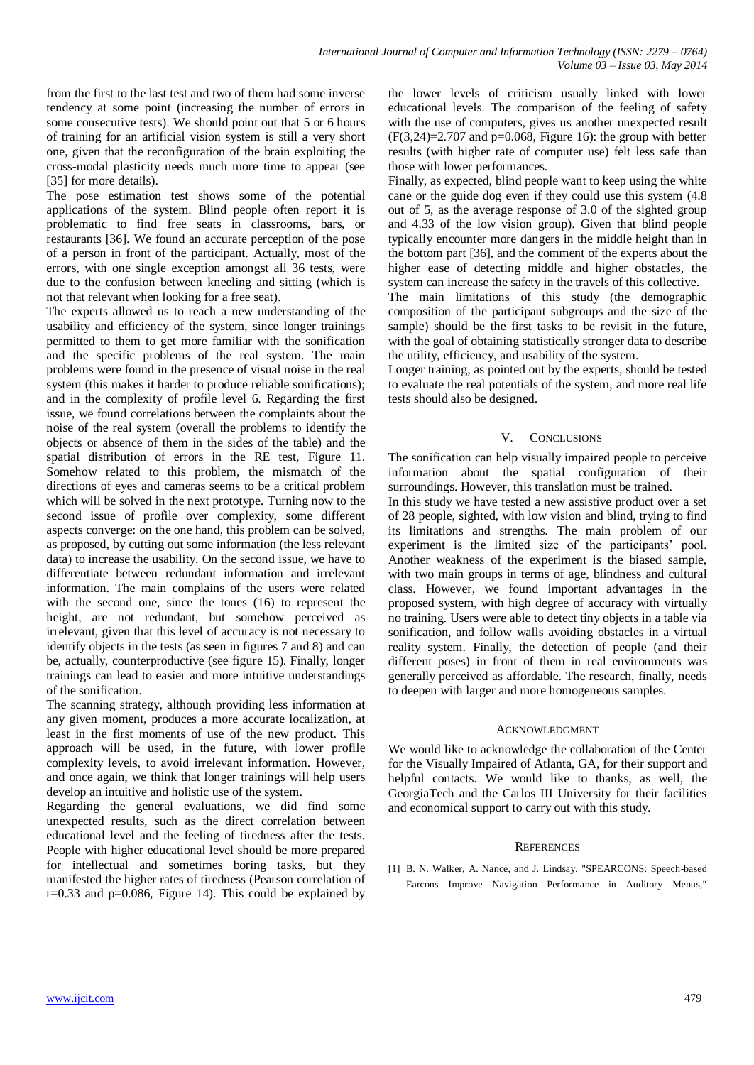from the first to the last test and two of them had some inverse tendency at some point (increasing the number of errors in some consecutive tests). We should point out that 5 or 6 hours of training for an artificial vision system is still a very short one, given that the reconfiguration of the brain exploiting the cross-modal plasticity needs much more time to appear (see [35] for more details).

The pose estimation test shows some of the potential applications of the system. Blind people often report it is problematic to find free seats in classrooms, bars, or restaurants [36]. We found an accurate perception of the pose of a person in front of the participant. Actually, most of the errors, with one single exception amongst all 36 tests, were due to the confusion between kneeling and sitting (which is not that relevant when looking for a free seat).

The experts allowed us to reach a new understanding of the usability and efficiency of the system, since longer trainings permitted to them to get more familiar with the sonification and the specific problems of the real system. The main problems were found in the presence of visual noise in the real system (this makes it harder to produce reliable sonifications); and in the complexity of profile level 6. Regarding the first issue, we found correlations between the complaints about the noise of the real system (overall the problems to identify the objects or absence of them in the sides of the table) and the spatial distribution of errors in the RE test, Figure 11. Somehow related to this problem, the mismatch of the directions of eyes and cameras seems to be a critical problem which will be solved in the next prototype. Turning now to the second issue of profile over complexity, some different aspects converge: on the one hand, this problem can be solved, as proposed, by cutting out some information (the less relevant data) to increase the usability. On the second issue, we have to differentiate between redundant information and irrelevant information. The main complains of the users were related with the second one, since the tones (16) to represent the height, are not redundant, but somehow perceived as irrelevant, given that this level of accuracy is not necessary to identify objects in the tests (as seen in figures 7 and 8) and can be, actually, counterproductive (see figure 15). Finally, longer trainings can lead to easier and more intuitive understandings of the sonification.

The scanning strategy, although providing less information at any given moment, produces a more accurate localization, at least in the first moments of use of the new product. This approach will be used, in the future, with lower profile complexity levels, to avoid irrelevant information. However, and once again, we think that longer trainings will help users develop an intuitive and holistic use of the system.

Regarding the general evaluations, we did find some unexpected results, such as the direct correlation between educational level and the feeling of tiredness after the tests. People with higher educational level should be more prepared for intellectual and sometimes boring tasks, but they manifested the higher rates of tiredness (Pearson correlation of $r=0.33$ and $p=0.086$, Figure 14). This could be explained by the lower levels of criticism usually linked with lower educational levels. The comparison of the feeling of safety with the use of computers, gives us another unexpected result ($F(3,24)=2.707$ and $p=0.068$, Figure 16): the group with better results (with higher rate of computer use) felt less safe than those with lower performances.

Finally, as expected, blind people want to keep using the white cane or the guide dog even if they could use this system (4.8 out of 5, as the average response of 3.0 of the sighted group and 4.33 of the low vision group). Given that blind people typically encounter more dangers in the middle height than in the bottom part [36], and the comment of the experts about the higher ease of detecting middle and higher obstacles, the system can increase the safety in the travels of this collective.

The main limitations of this study (the demographic composition of the participant subgroups and the size of the sample) should be the first tasks to be revisit in the future, with the goal of obtaining statistically stronger data to describe the utility, efficiency, and usability of the system.

Longer training, as pointed out by the experts, should be tested to evaluate the real potentials of the system, and more real life tests should also be designed.

## V. Conclusions

The sonification can help visually impaired people to perceive information about the spatial configuration of their surroundings. However, this translation must be trained.

In this study we have tested a new assistive product over a set of 28 people, sighted, with low vision and blind, trying to find its limitations and strengths. The main problem of our experiment is the limited size of the participants' pool. Another weakness of the experiment is the biased sample, with two main groups in terms of age, blindness and cultural class. However, we found important advantages in the proposed system, with high degree of accuracy with virtually no training. Users were able to detect tiny objects in a table via sonification, and follow walls avoiding obstacles in a virtual reality system. Finally, the detection of people (and their different poses) in front of them in real environments was generally perceived as affordable. The research, finally, needs to deepen with larger and more homogeneous samples.

## Acknowledgment

We would like to acknowledge the collaboration of the Center for the Visually Impaired of Atlanta, GA, for their support and helpful contacts. We would like to thanks, as well, the GeorgiaTech and the Carlos III University for their facilities and economical support to carry out with this study.

## References

[1] B. N. Walker, A. Nance, and J. Lindsay, "SPEARCONS: Speech-based Earcons Improve Navigation Performance in Auditory Menus,"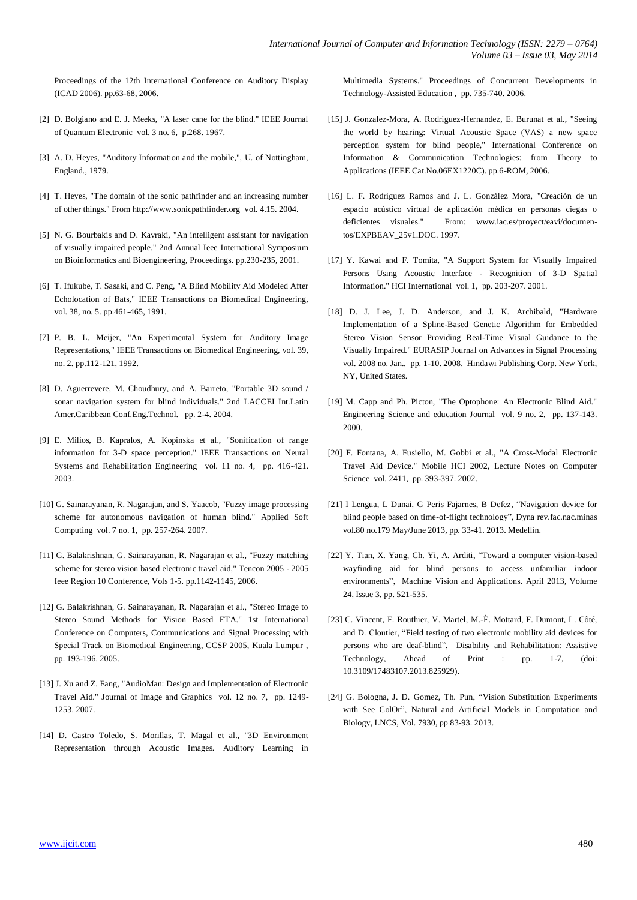Proceedings of the 12th International Conference on Auditory Display (ICAD 2006). pp.63-68, 2006.

[2] D. Bolgiano and E. J. Meeks, "A laser cane for the blind." IEEE Journal of Quantum Electronic vol. 3 no. 6, p.268. 1967.

[3] A. D. Heyes, "Auditory Information and the mobile,", U. of Nottingham, England., 1979.

[4] T. Heyes, "The domain of the sonic pathfinder and an increasing number of other things." From http://www.sonicpathfinder.org vol. 4.15. 2004.

[5] N. G. Bourbakis and D. Kavraki, "An intelligent assistant for navigation of visually impaired people," 2nd Annual Ieee International Symposium on Bioinformatics and Bioengineering, Proceedings. pp.230-235, 2001.

[6] T. Ifukube, T. Sasaki, and C. Peng, "A Blind Mobility Aid Modeled After Echolocation of Bats," IEEE Transactions on Biomedical Engineering, vol. 38, no. 5. pp.461-465, 1991.

[7] P. B. L. Meijer, "An Experimental System for Auditory Image Representations," IEEE Transactions on Biomedical Engineering, vol. 39, no. 2. pp.112-121, 1992.

[8] D. Aguerrevere, M. Choudhury, and A. Barreto, "Portable 3D sound / sonar navigation system for blind individuals." 2nd LACCEI Int.Latin Amer.Caribbean Conf.Eng.Technol. pp. 2-4. 2004.

[9] E. Milios, B. Kapralos, A. Kopinska et al., "Sonification of range information for 3-D space perception." IEEE Transactions on Neural Systems and Rehabilitation Engineering vol. 11 no. 4, pp. 416-421. 2003.

[10] G. Sainarayanan, R. Nagarajan, and S. Yaacob, "Fuzzy image processing scheme for autonomous navigation of human blind." Applied Soft Computing vol. 7 no. 1, pp. 257-264. 2007.

[11] G. Balakrishnan, G. Sainarayanan, R. Nagarajan et al., "Fuzzy matching scheme for stereo vision based electronic travel aid," Tencon 2005 - 2005 Ieee Region 10 Conference, Vols 1-5. pp.1142-1145, 2006.

[12] G. Balakrishnan, G. Sainarayanan, R. Nagarajan et al., "Stereo Image to Stereo Sound Methods for Vision Based ETA." 1st International Conference on Computers, Communications and Signal Processing with Special Track on Biomedical Engineering, CCSP 2005, Kuala Lumpur , pp. 193-196. 2005.

[13] J. Xu and Z. Fang, "AudioMan: Design and Implementation of Electronic Travel Aid." Journal of Image and Graphics vol. 12 no. 7, pp. 1249-1253. 2007.

[14] D. Castro Toledo, S. Morillas, T. Magal et al., "3D Environment Representation through Acoustic Images. Auditory Learning in Multimedia Systems." Proceedings of Concurrent Developments in Technology-Assisted Education , pp. 735-740. 2006.

[15] J. Gonzalez-Mora, A. Rodriguez-Hernandez, E. Burunat et al., "Seeing the world by hearing: Virtual Acoustic Space (VAS) a new space perception system for blind people," International Conference on Information & Communication Technologies: from Theory to Applications (IEEE Cat.No.06EX1220C). pp.6-ROM, 2006.

[16] L. F. Rodríguez Ramos and J. L. González Mora, "Creación de un espacio acústico virtual de aplicación médica en personas ciegas o deficientes visuales." From: www.iac.es/proyect/eavi/documentos/EXPBEAV_25v1.DOC. 1997.

[17] Y. Kawai and F. Tomita, "A Support System for Visually Impaired Persons Using Acoustic Interface - Recognition of 3-D Spatial Information." HCI International vol. 1, pp. 203-207. 2001.

[18] D. J. Lee, J. D. Anderson, and J. K. Archibald, "Hardware Implementation of a Spline-Based Genetic Algorithm for Embedded Stereo Vision Sensor Providing Real-Time Visual Guidance to the Visually Impaired." EURASIP Journal on Advances in Signal Processing vol. 2008 no. Jan., pp. 1-10. 2008. Hindawi Publishing Corp. New York, NY, United States.

[19] M. Capp and Ph. Picton, "The Optophone: An Electronic Blind Aid." Engineering Science and education Journal vol. 9 no. 2, pp. 137-143. 2000.

[20] F. Fontana, A. Fusiello, M. Gobbi et al., "A Cross-Modal Electronic Travel Aid Device." Mobile HCI 2002, Lecture Notes on Computer Science vol. 2411, pp. 393-397. 2002.

[21] I Lengua, L Dunai, G Peris Fajarnes, B Defez, "Navigation device for blind people based on time-of-flight technology", Dyna rev.fac.nac.minas vol.80 no.179 May/June 2013, pp. 33-41. 2013. Medellín.

[22] Y. Tian, X. Yang, Ch. Yi, A. Arditi, "Toward a computer vision-based wayfinding aid for blind persons to access unfamiliar indoor environments", Machine Vision and Applications. April 2013, Volume 24, Issue 3, pp. 521-535.

[23] C. Vincent, F. Routhier, V. Martel, M.-È. Mottard, F. Dumont, L. Côté, and D. Cloutier, "Field testing of two electronic mobility aid devices for persons who are deaf-blind", Disability and Rehabilitation: Assistive Technology, Ahead of Print : pp. 1-7, (doi: 10.3109/17483107.2013.825929).

[24] G. Bologna, J. D. Gomez, Th. Pun, "Vision Substitution Experiments with See ColOr", Natural and Artificial Models in Computation and Biology, LNCS, Vol. 7930, pp 83-93. 2013.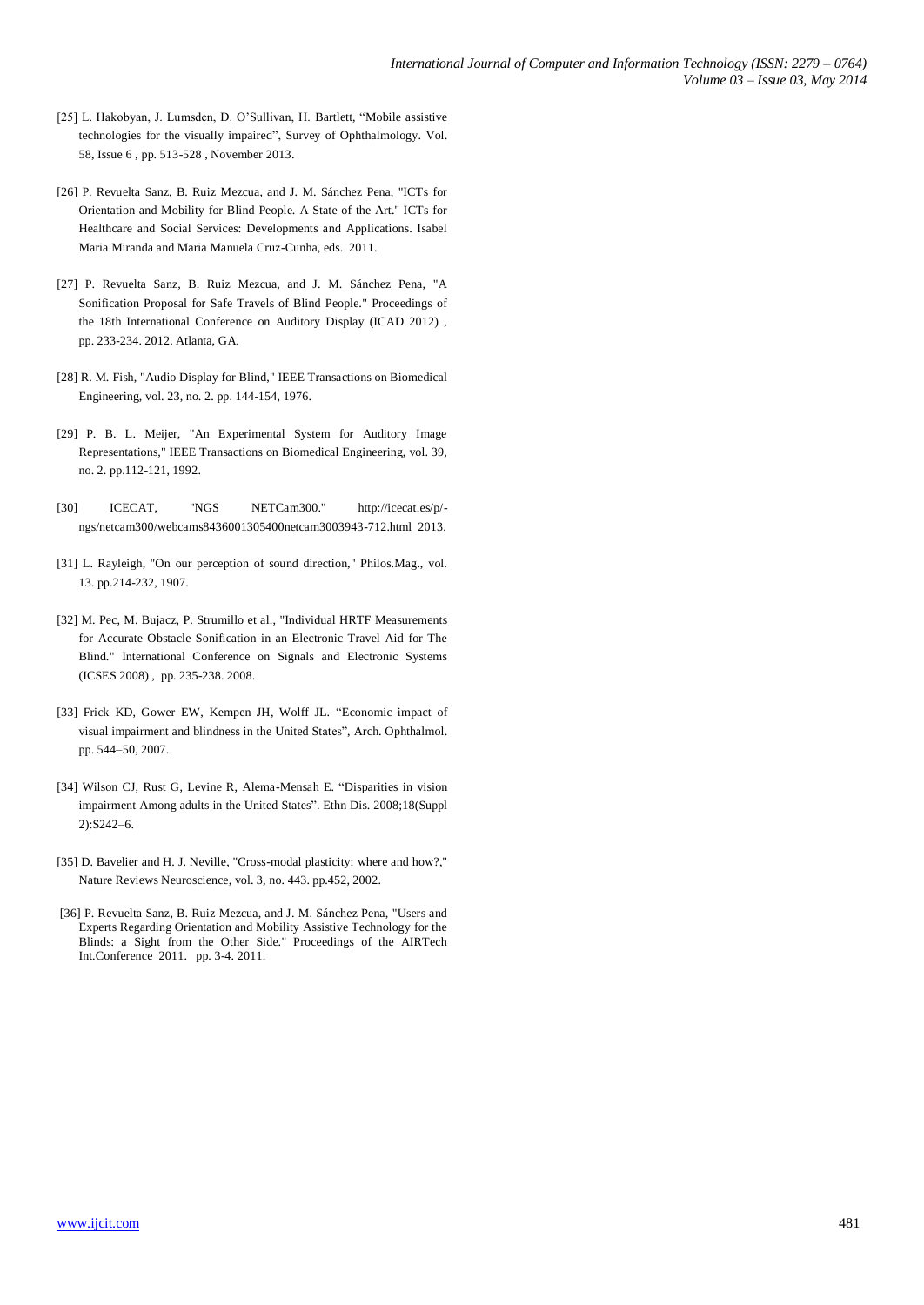[25] L. Hakobyan, J. Lumsden, D. O'Sullivan, H. Bartlett, "Mobile assistive technologies for the visually impaired", Survey of Ophthalmology. Vol. 58, Issue 6 , pp. 513-528 , November 2013.

[26] P. Revuelta Sanz, B. Ruiz Mezcua, and J. M. Sánchez Pena, "ICTs for Orientation and Mobility for Blind People. A State of the Art." ICTs for Healthcare and Social Services: Developments and Applications. Isabel Maria Miranda and Maria Manuela Cruz-Cunha, eds. 2011.

[27] P. Revuelta Sanz, B. Ruiz Mezcua, and J. M. Sánchez Pena, "A Sonification Proposal for Safe Travels of Blind People." Proceedings of the 18th International Conference on Auditory Display (ICAD 2012) , pp. 233-234. 2012. Atlanta, GA.

[28] R. M. Fish, "Audio Display for Blind," IEEE Transactions on Biomedical Engineering, vol. 23, no. 2. pp. 144-154, 1976.

[29] P. B. L. Meijer, "An Experimental System for Auditory Image Representations," IEEE Transactions on Biomedical Engineering, vol. 39, no. 2. pp.112-121, 1992.

[30] ICECAT, "NGS NETCam300." http://icecat.es/p/-ngs/netcam300/webcams8436001305400netcam3003943-712.html 2013.

[31] L. Rayleigh, "On our perception of sound direction," Philos.Mag., vol. 13. pp.214-232, 1907.

[32] M. Pec, M. Bujacz, P. Strumillo et al., "Individual HRTF Measurements for Accurate Obstacle Sonification in an Electronic Travel Aid for The Blind." International Conference on Signals and Electronic Systems (ICSES 2008) , pp. 235-238. 2008.

[33] Frick KD, Gower EW, Kempen JH, Wolff JL. "Economic impact of visual impairment and blindness in the United States", Arch. Ophthalmol. pp. 544–50, 2007.

[34] Wilson CJ, Rust G, Levine R, Alema-Mensah E. "Disparities in vision impairment Among adults in the United States". Ethn Dis. 2008;18(Suppl 2):S242–6.

[35] D. Bavelier and H. J. Neville, "Cross-modal plasticity: where and how?," Nature Reviews Neuroscience, vol. 3, no. 443. pp.452, 2002.

[36] P. Revuelta Sanz, B. Ruiz Mezcua, and J. M. Sánchez Pena, "Users and Experts Regarding Orientation and Mobility Assistive Technology for the Blinds: a Sight from the Other Side." Proceedings of the AIRTech Int.Conference 2011. pp. 3-4. 2011.